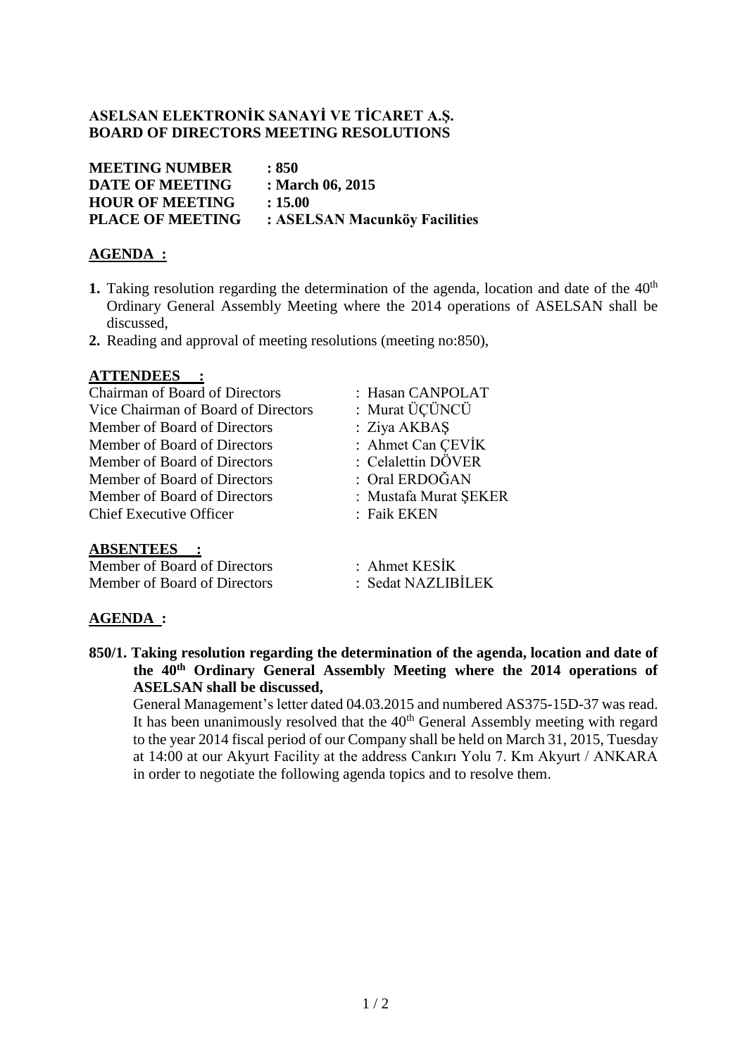# ASELSAN ELEKTRONİK SANAYİ VE TİCARET A.Ş.
# BOARD OF DIRECTORS MEETING RESOLUTIONS

**MEETING NUMBER** : **850**
**DATE OF MEETING** : **March 06, 2015**
**HOUR OF MEETING** : **15.00**
**PLACE OF MEETING** : **ASELSAN Macunköy Facilities**

## AGENDA :

1. Taking resolution regarding the determination of the agenda, location and date of the 40th Ordinary General Assembly Meeting where the 2014 operations of ASELSAN shall be discussed,
2. Reading and approval of meeting resolutions (meeting no:850),

## ATTENDEES :

| | |
|---|---|
| Chairman of Board of Directors | : Hasan CANPOLAT |
| Vice Chairman of Board of Directors | : Murat ÜÇÜNCÜ |
| Member of Board of Directors | : Ziya AKBAŞ |
| Member of Board of Directors | : Ahmet Can ÇEVİK |
| Member of Board of Directors | : Celalettin DÖVER |
| Member of Board of Directors | : Oral ERDOĞAN |
| Member of Board of Directors | : Mustafa Murat ŞEKER |
| Chief Executive Officer | : Faik EKEN |

## ABSENTEES :

| | |
|---|---|
| Member of Board of Directors | : Ahmet KESİK |
| Member of Board of Directors | : Sedat NAZLIBİLEK |

## AGENDA :

**850/1. Taking resolution regarding the determination of the agenda, location and date of the 40th Ordinary General Assembly Meeting where the 2014 operations of ASELSAN shall be discussed,**

General Management's letter dated 04.03.2015 and numbered AS375-15D-37 was read. It has been unanimously resolved that the 40th General Assembly meeting with regard to the year 2014 fiscal period of our Company shall be held on March 31, 2015, Tuesday at 14:00 at our Akyurt Facility at the address Cankırı Yolu 7. Km Akyurt / ANKARA in order to negotiate the following agenda topics and to resolve them.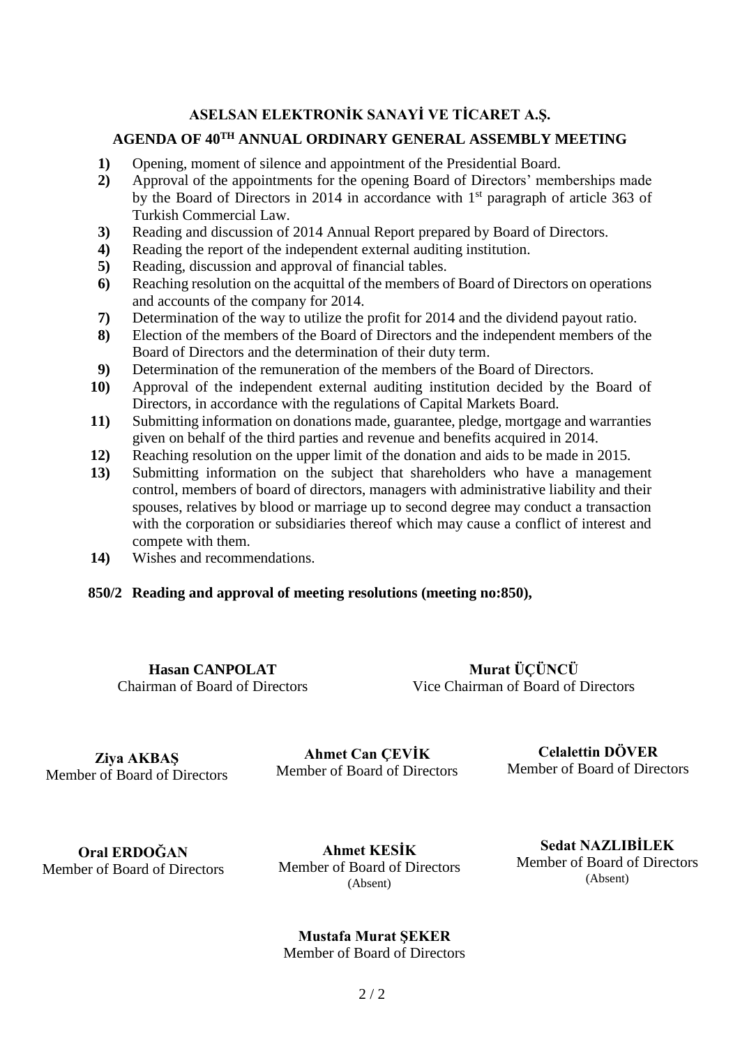**ASELSAN ELEKTRONİK SANAYİ VE TİCARET A.Ş.**

**AGENDA OF 40$^{TH}$ ANNUAL ORDINARY GENERAL ASSEMBLY MEETING**

1) Opening, moment of silence and appointment of the Presidential Board.
2) Approval of the appointments for the opening Board of Directors' memberships made by the Board of Directors in 2014 in accordance with 1$^{st}$ paragraph of article 363 of Turkish Commercial Law.
3) Reading and discussion of 2014 Annual Report prepared by Board of Directors.
4) Reading the report of the independent external auditing institution.
5) Reading, discussion and approval of financial tables.
6) Reaching resolution on the acquittal of the members of Board of Directors on operations and accounts of the company for 2014.
7) Determination of the way to utilize the profit for 2014 and the dividend payout ratio.
8) Election of the members of the Board of Directors and the independent members of the Board of Directors and the determination of their duty term.
9) Determination of the remuneration of the members of the Board of Directors.
10) Approval of the independent external auditing institution decided by the Board of Directors, in accordance with the regulations of Capital Markets Board.
11) Submitting information on donations made, guarantee, pledge, mortgage and warranties given on behalf of the third parties and revenue and benefits acquired in 2014.
12) Reaching resolution on the upper limit of the donation and aids to be made in 2015.
13) Submitting information on the subject that shareholders who have a management control, members of board of directors, managers with administrative liability and their spouses, relatives by blood or marriage up to second degree may conduct a transaction with the corporation or subsidiaries thereof which may cause a conflict of interest and compete with them.
14) Wishes and recommendations.

**850/2 Reading and approval of meeting resolutions (meeting no:850),**

**Hasan CANPOLAT**
Chairman of Board of Directors

**Murat ÜÇÜNCÜ**
Vice Chairman of Board of Directors

**Ziya AKBAŞ**
Member of Board of Directors

**Ahmet Can ÇEVİK**
Member of Board of Directors

**Celalettin DÖVER**
Member of Board of Directors

**Oral ERDOĞAN**
Member of Board of Directors

**Ahmet KESİK**
Member of Board of Directors
(Absent)

**Sedat NAZLIBİLEK**
Member of Board of Directors
(Absent)

**Mustafa Murat ŞEKER**
Member of Board of Directors